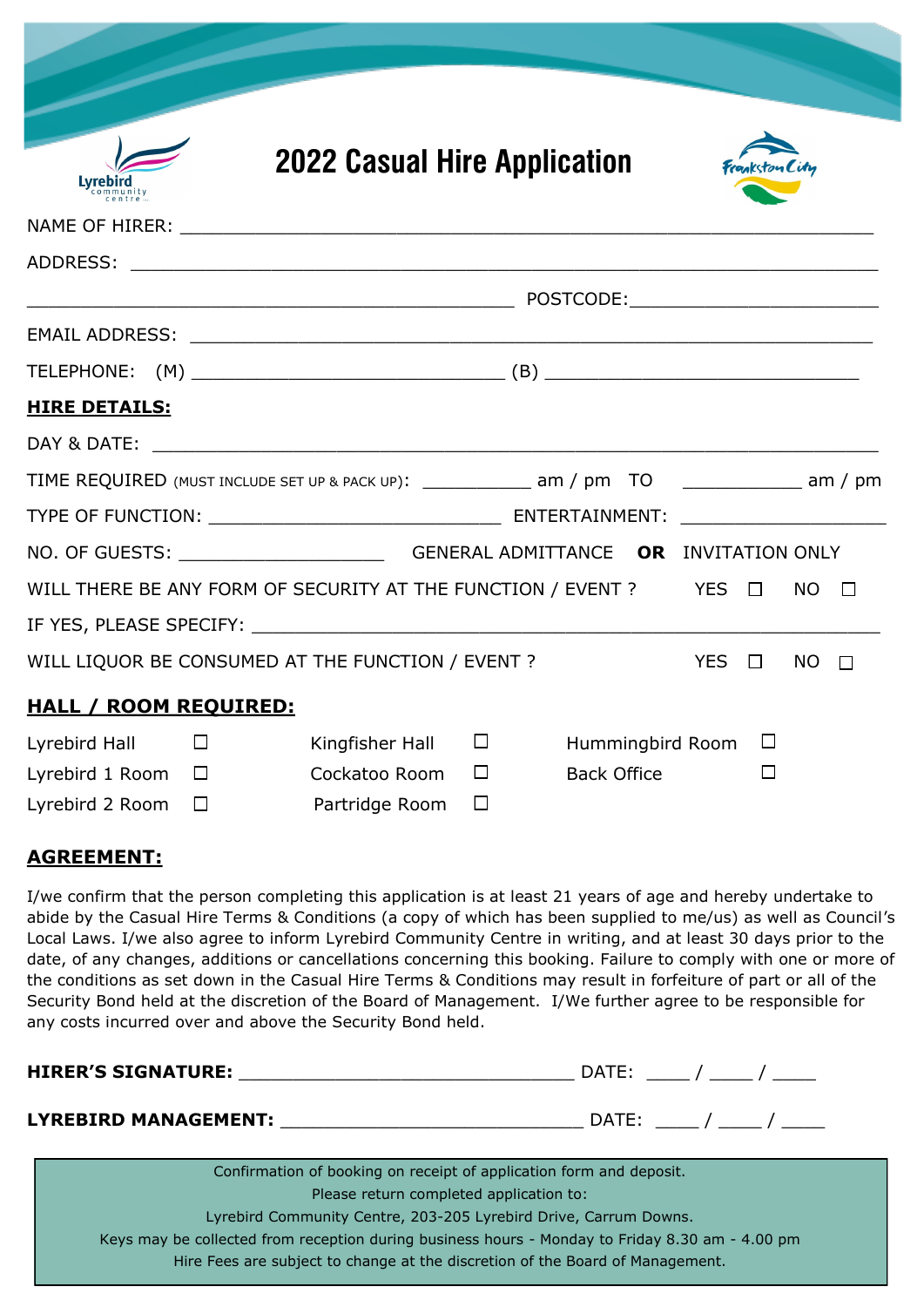# 2022 Casual Hire Application

NAME OF HIRER: ____________________________________________________________

ADDRESS: ____________________________________________________________

____________________________________________ POSTCODE: ____________________

EMAIL ADDRESS: ____________________________________________________________

TELEPHONE: (M) ____________________________ (B) ____________________________

**HIRE DETAILS:**

DAY & DATE: ____________________________________________________________

TIME REQUIRED (MUST INCLUDE SET UP & PACK UP): __________ am / pm TO __________ am / pm

TYPE OF FUNCTION: __________________________ ENTERTAINMENT: __________________

NO. OF GUESTS: __________________ GENERAL ADMITTANCE **OR** INVITATION ONLY

WILL THERE BE ANY FORM OF SECURITY AT THE FUNCTION / EVENT ? YES ☐ NO ☐

IF YES, PLEASE SPECIFY: ____________________________________________________

WILL LIQUOR BE CONSUMED AT THE FUNCTION / EVENT ? YES ☐ NO ☐

**HALL / ROOM REQUIRED:**

| | | | | | |
|---|---|---|---|---|---|
| Lyrebird Hall | ☐ | Kingfisher Hall | ☐ | Hummingbird Room | ☐ |
| Lyrebird 1 Room | ☐ | Cockatoo Room | ☐ | Back Office | ☐ |
| Lyrebird 2 Room | ☐ | Partridge Room | ☐ | | |

**AGREEMENT:**

I/we confirm that the person completing this application is at least 21 years of age and hereby undertake to abide by the Casual Hire Terms & Conditions (a copy of which has been supplied to me/us) as well as Council's Local Laws. I/we also agree to inform Lyrebird Community Centre in writing, and at least 30 days prior to the date, of any changes, additions or cancellations concerning this booking. Failure to comply with one or more of the conditions as set down in the Casual Hire Terms & Conditions may result in forfeiture of part or all of the Security Bond held at the discretion of the Board of Management. I/We further agree to be responsible for any costs incurred over and above the Security Bond held.

**HIRER'S SIGNATURE:** ______________________________ DATE: ____ / ____ / ____

**LYREBIRD MANAGEMENT:** ____________________________ DATE: ____ / ____ / ____

Confirmation of booking on receipt of application form and deposit.
Please return completed application to:
Lyrebird Community Centre, 203-205 Lyrebird Drive, Carrum Downs.
Keys may be collected from reception during business hours - Monday to Friday 8.30 am - 4.00 pm
Hire Fees are subject to change at the discretion of the Board of Management.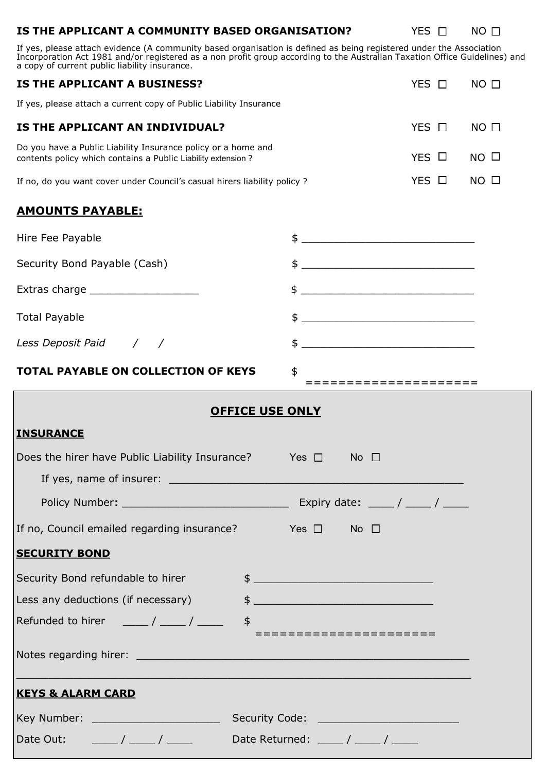**IS THE APPLICANT A COMMUNITY BASED ORGANISATION?** YES ☐ NO ☐

If yes, please attach evidence (A community based organisation is defined as being registered under the Association Incorporation Act 1981 and/or registered as a non profit group according to the Australian Taxation Office Guidelines) and a copy of current public liability insurance.

**IS THE APPLICANT A BUSINESS?** YES ☐ NO ☐

If yes, please attach a current copy of Public Liability Insurance

**IS THE APPLICANT AN INDIVIDUAL?** YES ☐ NO ☐

Do you have a Public Liability Insurance policy or a home and contents policy which contains a Public Liability extension ? YES ☐ NO ☐

If no, do you want cover under Council's casual hirers liability policy ? YES ☐ NO ☐

## AMOUNTS PAYABLE:

Hire Fee Payable $ ____________________________

Security Bond Payable (Cash) $ ____________________________

Extras charge _________________ $ ____________________________

Total Payable $ ____________________________

*Less Deposit Paid / /* $ ____________________________

**TOTAL PAYABLE ON COLLECTION OF KEYS** $
=====================

## OFFICE USE ONLY

**INSURANCE**

Does the hirer have Public Liability Insurance? Yes ☐ No ☐

If yes, name of insurer: ______________________________________________

Policy Number: __________________________ Expiry date: ____ / ____ / ____

If no, Council emailed regarding insurance? Yes ☐ No ☐

**SECURITY BOND**

Security Bond refundable to hirer $ ____________________________

Less any deductions (if necessary) $ ____________________________

Refunded to hirer ____ / ____ / ____ $
=====================

Notes regarding hirer: ____________________________________________________

______________________________________________________________________

**KEYS & ALARM CARD**

Key Number: ____________________ Security Code: ______________________

Date Out: ____ / ____ / ____ Date Returned: ____ / ____ / ____